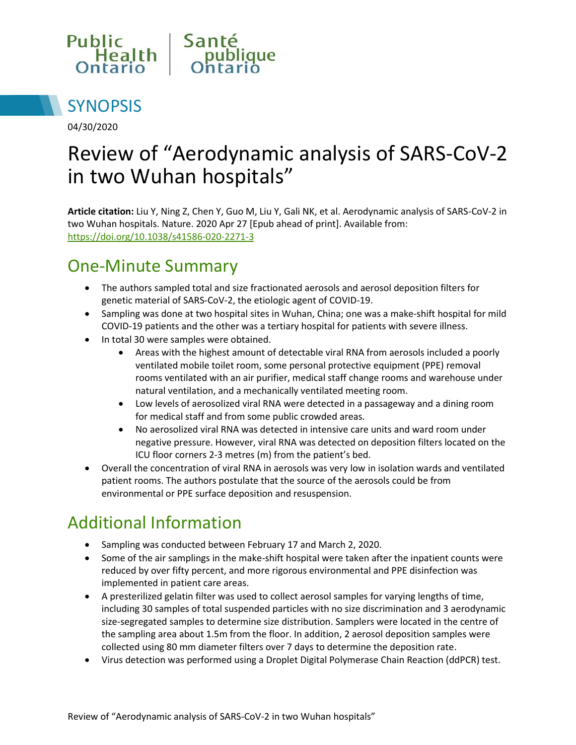Public Health Ontario | Santé publique Ontario

# SYNOPSIS

04/30/2020

# Review of "Aerodynamic analysis of SARS-CoV-2 in two Wuhan hospitals"

**Article citation:** Liu Y, Ning Z, Chen Y, Guo M, Liu Y, Gali NK, et al. Aerodynamic analysis of SARS-CoV-2 in two Wuhan hospitals. Nature. 2020 Apr 27 [Epub ahead of print]. Available from: https://doi.org/10.1038/s41586-020-2271-3

## One-Minute Summary

- The authors sampled total and size fractionated aerosols and aerosol deposition filters for genetic material of SARS-CoV-2, the etiologic agent of COVID-19.
- Sampling was done at two hospital sites in Wuhan, China; one was a make-shift hospital for mild COVID-19 patients and the other was a tertiary hospital for patients with severe illness.
- In total 30 were samples were obtained.
    - Areas with the highest amount of detectable viral RNA from aerosols included a poorly ventilated mobile toilet room, some personal protective equipment (PPE) removal rooms ventilated with an air purifier, medical staff change rooms and warehouse under natural ventilation, and a mechanically ventilated meeting room.
    - Low levels of aerosolized viral RNA were detected in a passageway and a dining room for medical staff and from some public crowded areas.
    - No aerosolized viral RNA was detected in intensive care units and ward room under negative pressure. However, viral RNA was detected on deposition filters located on the ICU floor corners 2-3 metres (m) from the patient's bed.
- Overall the concentration of viral RNA in aerosols was very low in isolation wards and ventilated patient rooms. The authors postulate that the source of the aerosols could be from environmental or PPE surface deposition and resuspension.

## Additional Information

- Sampling was conducted between February 17 and March 2, 2020.
- Some of the air samplings in the make-shift hospital were taken after the inpatient counts were reduced by over fifty percent, and more rigorous environmental and PPE disinfection was implemented in patient care areas.
- A presterilized gelatin filter was used to collect aerosol samples for varying lengths of time, including 30 samples of total suspended particles with no size discrimination and 3 aerodynamic size-segregated samples to determine size distribution. Samplers were located in the centre of the sampling area about 1.5m from the floor. In addition, 2 aerosol deposition samples were collected using 80 mm diameter filters over 7 days to determine the deposition rate.
- Virus detection was performed using a Droplet Digital Polymerase Chain Reaction (ddPCR) test.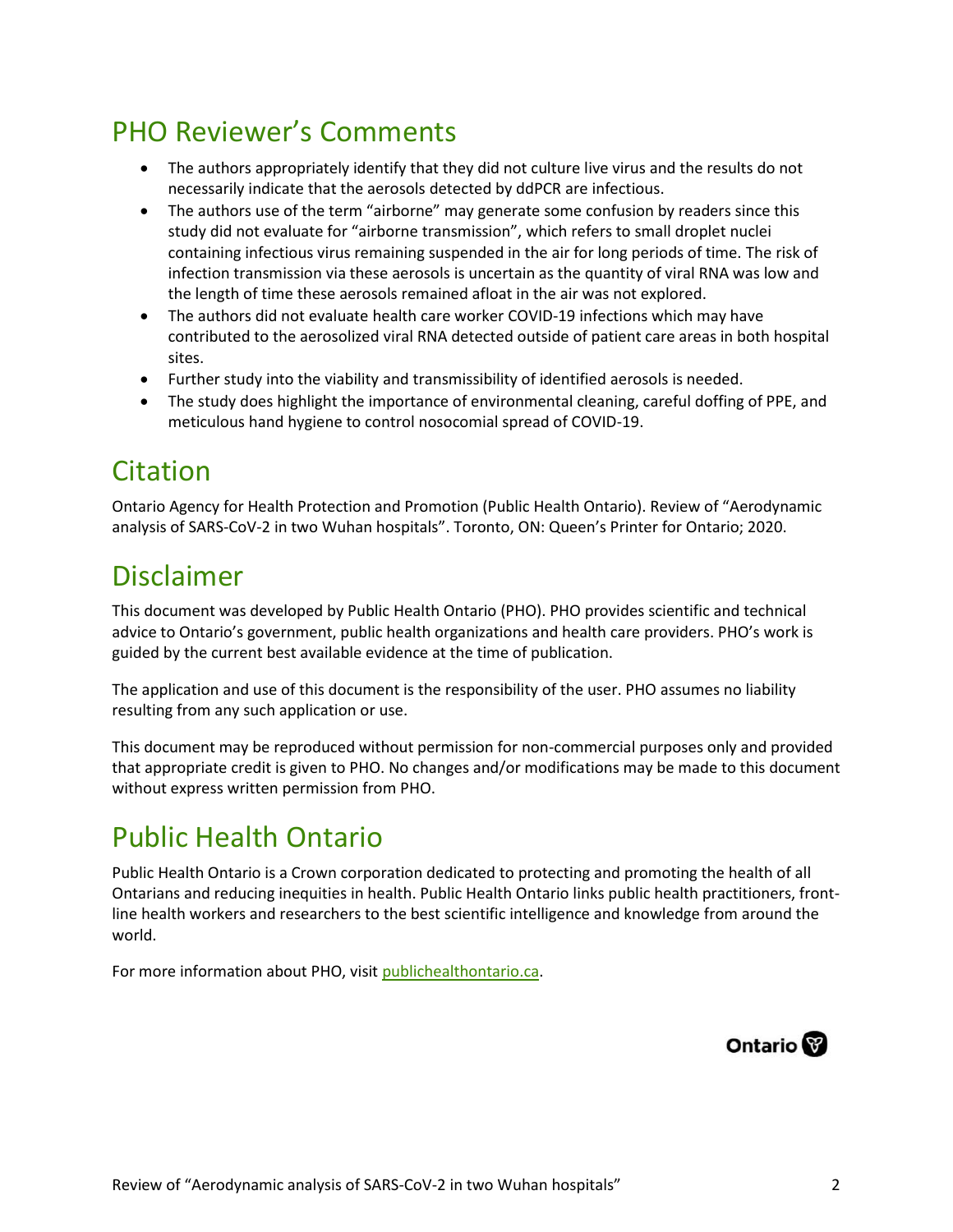## PHO Reviewer's Comments

- The authors appropriately identify that they did not culture live virus and the results do not necessarily indicate that the aerosols detected by ddPCR are infectious.
- The authors use of the term "airborne" may generate some confusion by readers since this study did not evaluate for "airborne transmission", which refers to small droplet nuclei containing infectious virus remaining suspended in the air for long periods of time. The risk of infection transmission via these aerosols is uncertain as the quantity of viral RNA was low and the length of time these aerosols remained afloat in the air was not explored.
- The authors did not evaluate health care worker COVID-19 infections which may have contributed to the aerosolized viral RNA detected outside of patient care areas in both hospital sites.
- Further study into the viability and transmissibility of identified aerosols is needed.
- The study does highlight the importance of environmental cleaning, careful doffing of PPE, and meticulous hand hygiene to control nosocomial spread of COVID-19.

## Citation

Ontario Agency for Health Protection and Promotion (Public Health Ontario). Review of "Aerodynamic analysis of SARS-CoV-2 in two Wuhan hospitals". Toronto, ON: Queen's Printer for Ontario; 2020.

## Disclaimer

This document was developed by Public Health Ontario (PHO). PHO provides scientific and technical advice to Ontario's government, public health organizations and health care providers. PHO's work is guided by the current best available evidence at the time of publication.

The application and use of this document is the responsibility of the user. PHO assumes no liability resulting from any such application or use.

This document may be reproduced without permission for non-commercial purposes only and provided that appropriate credit is given to PHO. No changes and/or modifications may be made to this document without express written permission from PHO.

## Public Health Ontario

Public Health Ontario is a Crown corporation dedicated to protecting and promoting the health of all Ontarians and reducing inequities in health. Public Health Ontario links public health practitioners, front-line health workers and researchers to the best scientific intelligence and knowledge from around the world.

For more information about PHO, visit publichealthontario.ca.

Ontario